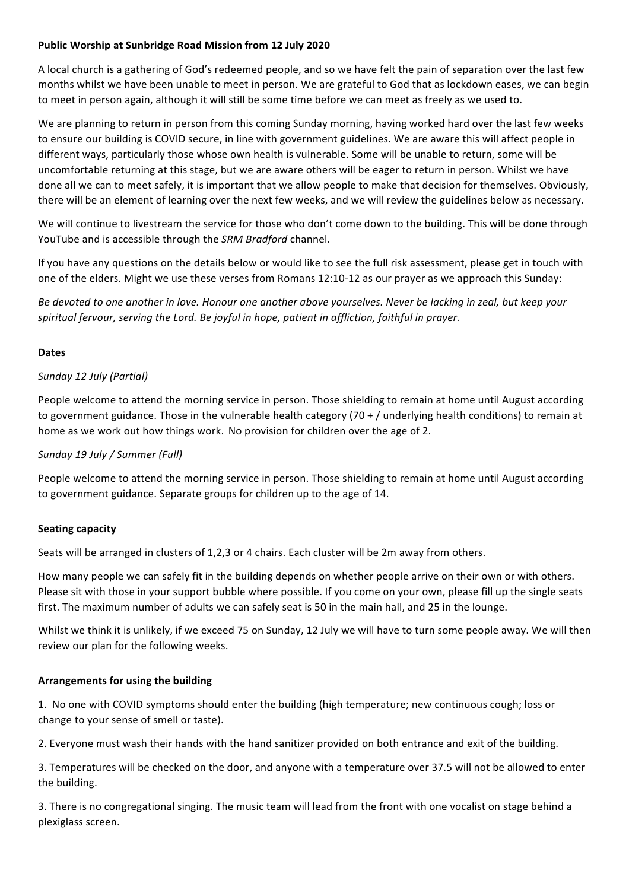**Public Worship at Sunbridge Road Mission from 12 July 2020**

A local church is a gathering of God's redeemed people, and so we have felt the pain of separation over the last few months whilst we have been unable to meet in person. We are grateful to God that as lockdown eases, we can begin to meet in person again, although it will still be some time before we can meet as freely as we used to.

We are planning to return in person from this coming Sunday morning, having worked hard over the last few weeks to ensure our building is COVID secure, in line with government guidelines. We are aware this will affect people in different ways, particularly those whose own health is vulnerable. Some will be unable to return, some will be uncomfortable returning at this stage, but we are aware others will be eager to return in person. Whilst we have done all we can to meet safely, it is important that we allow people to make that decision for themselves. Obviously, there will be an element of learning over the next few weeks, and we will review the guidelines below as necessary.

We will continue to livestream the service for those who don't come down to the building. This will be done through YouTube and is accessible through the *SRM Bradford* channel.

If you have any questions on the details below or would like to see the full risk assessment, please get in touch with one of the elders. Might we use these verses from Romans 12:10-12 as our prayer as we approach this Sunday:

*Be devoted to one another in love. Honour one another above yourselves. Never be lacking in zeal, but keep your spiritual fervour, serving the Lord. Be joyful in hope, patient in affliction, faithful in prayer.*

**Dates**

*Sunday 12 July (Partial)*

People welcome to attend the morning service in person. Those shielding to remain at home until August according to government guidance. Those in the vulnerable health category (70 + / underlying health conditions) to remain at home as we work out how things work. No provision for children over the age of 2.

*Sunday 19 July / Summer (Full)*

People welcome to attend the morning service in person. Those shielding to remain at home until August according to government guidance. Separate groups for children up to the age of 14.

**Seating capacity**

Seats will be arranged in clusters of 1,2,3 or 4 chairs. Each cluster will be 2m away from others.

How many people we can safely fit in the building depends on whether people arrive on their own or with others. Please sit with those in your support bubble where possible. If you come on your own, please fill up the single seats first. The maximum number of adults we can safely seat is 50 in the main hall, and 25 in the lounge.

Whilst we think it is unlikely, if we exceed 75 on Sunday, 12 July we will have to turn some people away. We will then review our plan for the following weeks.

**Arrangements for using the building**

1. No one with COVID symptoms should enter the building (high temperature; new continuous cough; loss or change to your sense of smell or taste).

2. Everyone must wash their hands with the hand sanitizer provided on both entrance and exit of the building.

3. Temperatures will be checked on the door, and anyone with a temperature over 37.5 will not be allowed to enter the building.

3. There is no congregational singing. The music team will lead from the front with one vocalist on stage behind a plexiglass screen.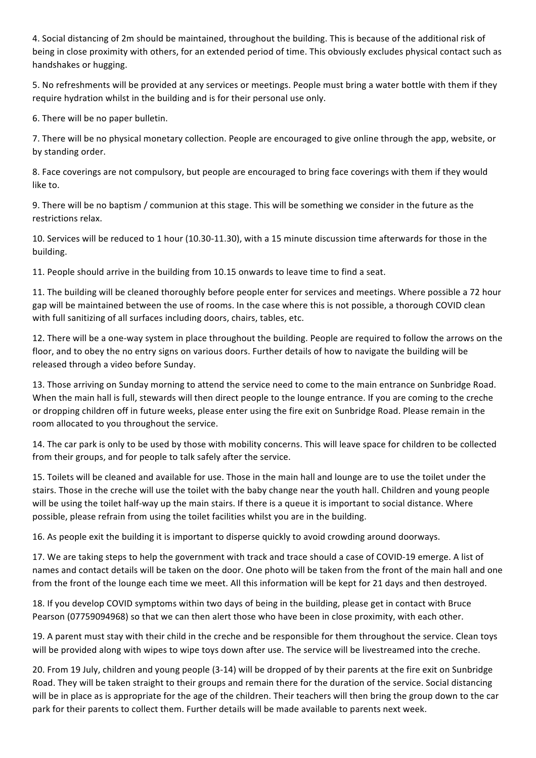4. Social distancing of 2m should be maintained, throughout the building. This is because of the additional risk of being in close proximity with others, for an extended period of time. This obviously excludes physical contact such as handshakes or hugging.

5. No refreshments will be provided at any services or meetings. People must bring a water bottle with them if they require hydration whilst in the building and is for their personal use only.

6. There will be no paper bulletin.

7. There will be no physical monetary collection. People are encouraged to give online through the app, website, or by standing order.

8. Face coverings are not compulsory, but people are encouraged to bring face coverings with them if they would like to.

9. There will be no baptism / communion at this stage. This will be something we consider in the future as the restrictions relax.

10. Services will be reduced to 1 hour (10.30-11.30), with a 15 minute discussion time afterwards for those in the building.

11. People should arrive in the building from 10.15 onwards to leave time to find a seat.

11. The building will be cleaned thoroughly before people enter for services and meetings. Where possible a 72 hour gap will be maintained between the use of rooms. In the case where this is not possible, a thorough COVID clean with full sanitizing of all surfaces including doors, chairs, tables, etc.

12. There will be a one-way system in place throughout the building. People are required to follow the arrows on the floor, and to obey the no entry signs on various doors. Further details of how to navigate the building will be released through a video before Sunday.

13. Those arriving on Sunday morning to attend the service need to come to the main entrance on Sunbridge Road. When the main hall is full, stewards will then direct people to the lounge entrance. If you are coming to the creche or dropping children off in future weeks, please enter using the fire exit on Sunbridge Road. Please remain in the room allocated to you throughout the service.

14. The car park is only to be used by those with mobility concerns. This will leave space for children to be collected from their groups, and for people to talk safely after the service.

15. Toilets will be cleaned and available for use. Those in the main hall and lounge are to use the toilet under the stairs. Those in the creche will use the toilet with the baby change near the youth hall. Children and young people will be using the toilet half-way up the main stairs. If there is a queue it is important to social distance. Where possible, please refrain from using the toilet facilities whilst you are in the building.

16. As people exit the building it is important to disperse quickly to avoid crowding around doorways.

17. We are taking steps to help the government with track and trace should a case of COVID-19 emerge. A list of names and contact details will be taken on the door. One photo will be taken from the front of the main hall and one from the front of the lounge each time we meet. All this information will be kept for 21 days and then destroyed.

18. If you develop COVID symptoms within two days of being in the building, please get in contact with Bruce Pearson (07759094968) so that we can then alert those who have been in close proximity, with each other.

19. A parent must stay with their child in the creche and be responsible for them throughout the service. Clean toys will be provided along with wipes to wipe toys down after use. The service will be livestreamed into the creche.

20. From 19 July, children and young people (3-14) will be dropped of by their parents at the fire exit on Sunbridge Road. They will be taken straight to their groups and remain there for the duration of the service. Social distancing will be in place as is appropriate for the age of the children. Their teachers will then bring the group down to the car park for their parents to collect them. Further details will be made available to parents next week.